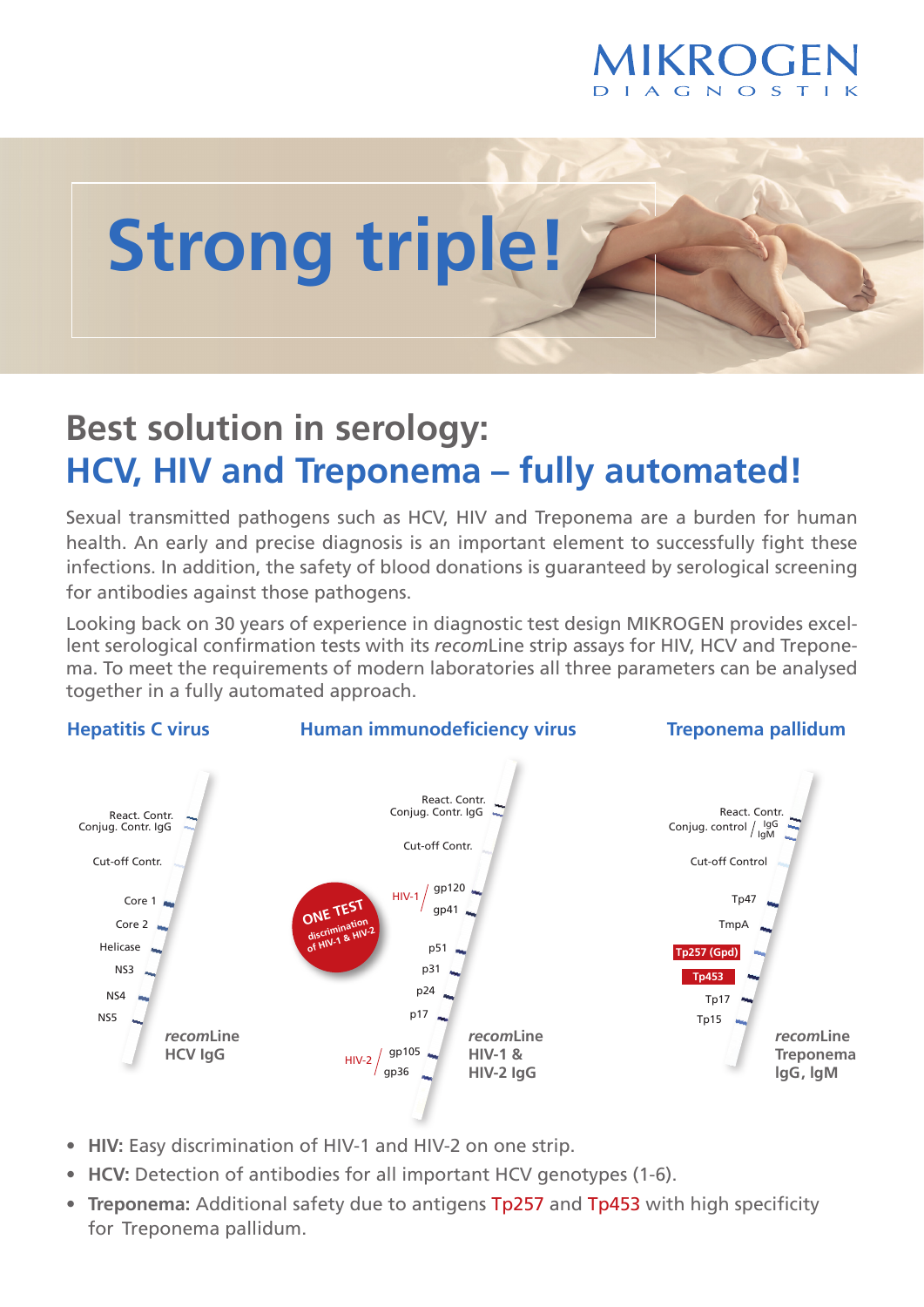MIKROGEN
DIAGNOSTIK

# Strong triple!

## Best solution in serology:
## HCV, HIV and Treponema – fully automated!

Sexual transmitted pathogens such as HCV, HIV and Treponema are a burden for human health. An early and precise diagnosis is an important element to successfully fight these infections. In addition, the safety of blood donations is guaranteed by serological screening for antibodies against those pathogens.

Looking back on 30 years of experience in diagnostic test design MIKROGEN provides excellent serological confirmation tests with its *recom*Line strip assays for HIV, HCV and Treponema. To meet the requirements of modern laboratories all three parameters can be analysed together in a fully automated approach.

**Hepatitis C virus**

React. Contr.
Conjug. Contr. IgG
Cut-off Contr.
Core 1
Core 2
Helicase
NS3
NS4
NS5

***recom*Line HCV IgG**

**Human immunodeficiency virus**

ONE TEST
discrimination of HIV-1 & HIV-2

React. Contr.
Conjug. Contr. IgG
Cut-off Contr.
HIV-1 gp120
gp41
p51
p31
p24
p17
HIV-2 gp105
gp36

***recom*Line HIV-1 & HIV-2 IgG**

**Treponema pallidum**

React. Contr.
Conjug. control IgG / IgM
Cut-off Control
Tp47
TmpA
Tp257 (Gpd)
Tp453
Tp17
Tp15

***recom*Line Treponema IgG, IgM**

- **HIV:** Easy discrimination of HIV-1 and HIV-2 on one strip.
- **HCV:** Detection of antibodies for all important HCV genotypes (1-6).
- **Treponema:** Additional safety due to antigens Tp257 and Tp453 with high specificity for Treponema pallidum.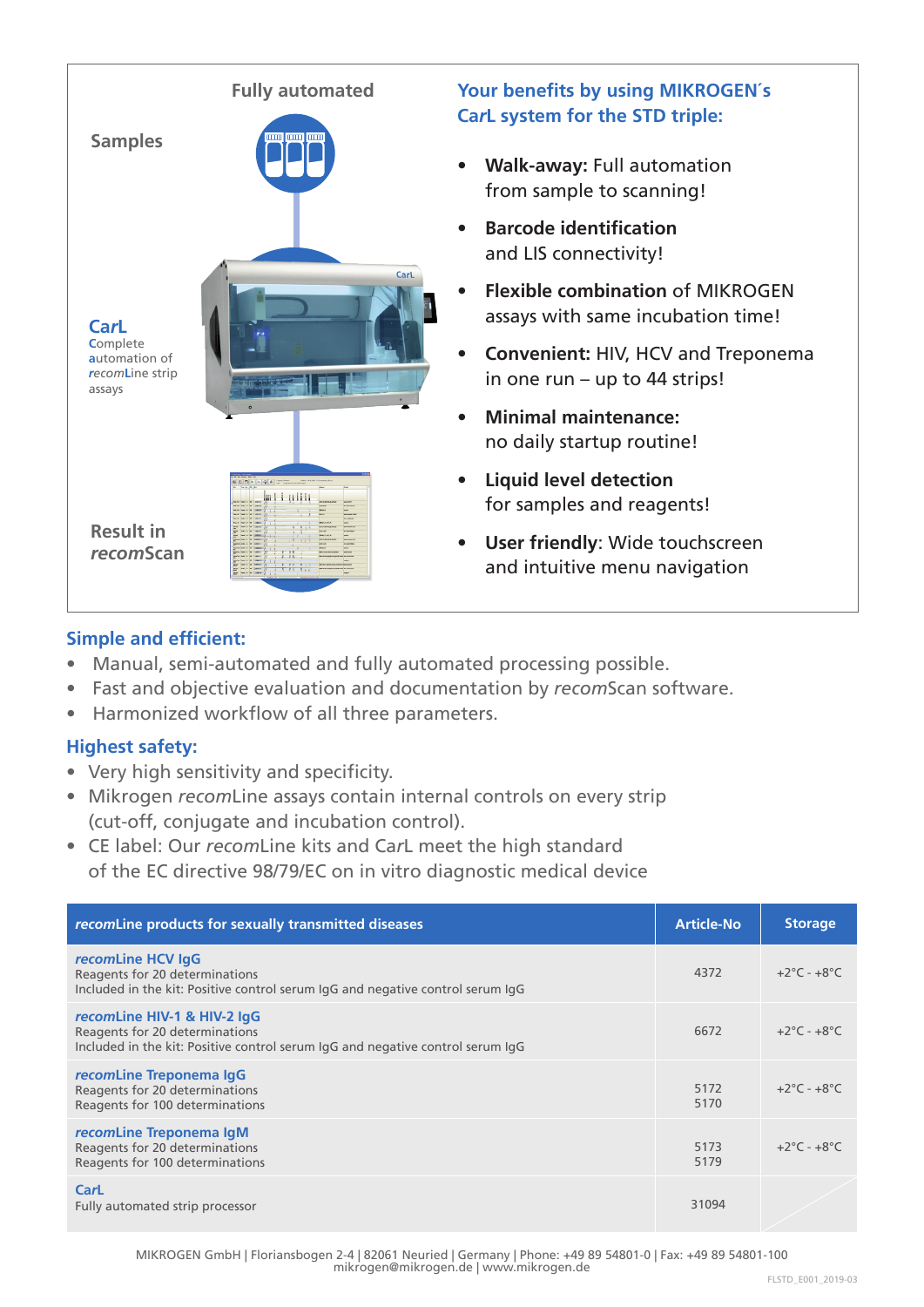Fully automated

Samples

**CarL**
**C**omplete
**a**utomation of
***r****ecom*Line strip
assays

Result in
*recom*Scan

## Your benefits by using MIKROGEN´s CarL system for the STD triple:

- **Walk-away:** Full automation from sample to scanning!
- **Barcode identification** and LIS connectivity!
- **Flexible combination** of MIKROGEN assays with same incubation time!
- **Convenient:** HIV, HCV and Treponema in one run – up to 44 strips!
- **Minimal maintenance:** no daily startup routine!
- **Liquid level detection** for samples and reagents!
- **User friendly**: Wide touchscreen and intuitive menu navigation

## Simple and efficient:

- Manual, semi-automated and fully automated processing possible.
- Fast and objective evaluation and documentation by *recom*Scan software.
- Harmonized workflow of all three parameters.

## Highest safety:

- Very high sensitivity and specificity.
- Mikrogen *recom*Line assays contain internal controls on every strip (cut-off, conjugate and incubation control).
- CE label: Our *recom*Line kits and CarL meet the high standard of the EC directive 98/79/EC on in vitro diagnostic medical device

| *recom*Line products for sexually transmitted diseases | Article-No | Storage |
|---|---|---|
| ***recom*Line HCV IgG**<br>Reagents for 20 determinations<br>Included in the kit: Positive control serum IgG and negative control serum IgG | 4372 | +2°C - +8°C |
| ***recom*Line HIV-1 & HIV-2 IgG**<br>Reagents for 20 determinations<br>Included in the kit: Positive control serum IgG and negative control serum IgG | 6672 | +2°C - +8°C |
| ***recom*Line Treponema IgG**<br>Reagents for 20 determinations<br>Reagents for 100 determinations | 5172<br>5170 | +2°C - +8°C |
| ***recom*Line Treponema IgM**<br>Reagents for 20 determinations<br>Reagents for 100 determinations | 5173<br>5179 | +2°C - +8°C |
| **CarL**<br>Fully automated strip processor | 31094 | |

MIKROGEN GmbH | Floriansbogen 2-4 | 82061 Neuried | Germany | Phone: +49 89 54801-0 | Fax: +49 89 54801-100
mikrogen@mikrogen.de | www.mikrogen.de

FLSTD_E001_2019-03